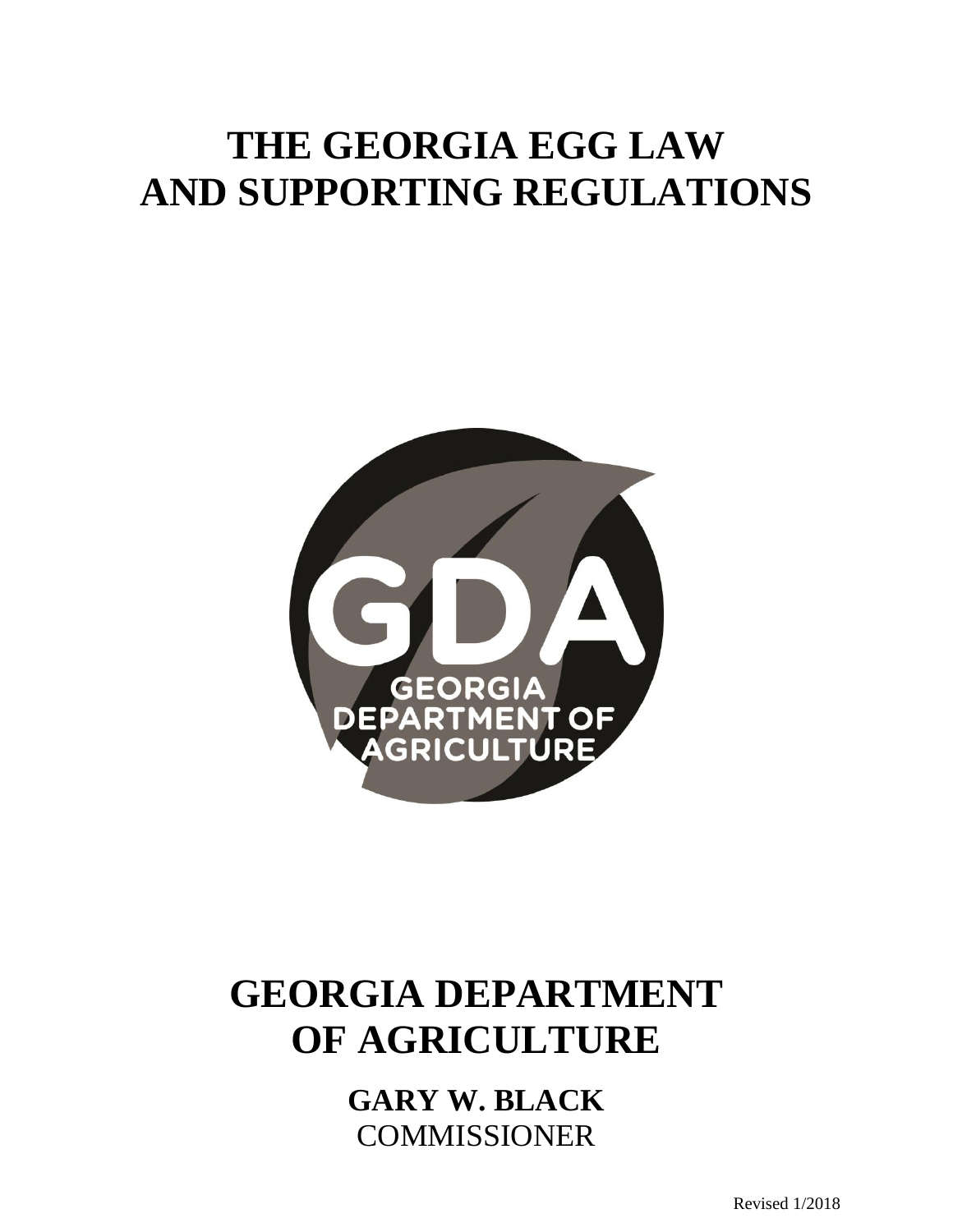# THE GEORGIA EGG LAW AND SUPPORTING REGULATIONS

GEORGIA DEPARTMENT OF AGRICULTURE

# GEORGIA DEPARTMENT OF AGRICULTURE

**GARY W. BLACK**
COMMISSIONER

Revised 1/2018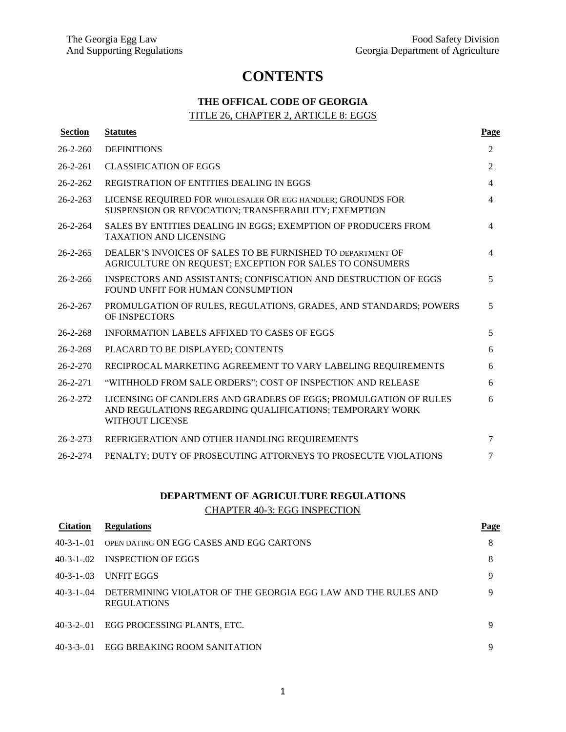# CONTENTS

## THE OFFICAL CODE OF GEORGIA

TITLE 26, CHAPTER 2, ARTICLE 8: EGGS

| Section | Statutes | Page |
|---|---|---|
| 26-2-260 | DEFINITIONS | 2 |
| 26-2-261 | CLASSIFICATION OF EGGS | 2 |
| 26-2-262 | REGISTRATION OF ENTITIES DEALING IN EGGS | 4 |
| 26-2-263 | LICENSE REQUIRED FOR WHOLESALER OR EGG HANDLER; GROUNDS FOR SUSPENSION OR REVOCATION; TRANSFERABILITY; EXEMPTION | 4 |
| 26-2-264 | SALES BY ENTITIES DEALING IN EGGS; EXEMPTION OF PRODUCERS FROM TAXATION AND LICENSING | 4 |
| 26-2-265 | DEALER'S INVOICES OF SALES TO BE FURNISHED TO DEPARTMENT OF AGRICULTURE ON REQUEST; EXCEPTION FOR SALES TO CONSUMERS | 4 |
| 26-2-266 | INSPECTORS AND ASSISTANTS; CONFISCATION AND DESTRUCTION OF EGGS FOUND UNFIT FOR HUMAN CONSUMPTION | 5 |
| 26-2-267 | PROMULGATION OF RULES, REGULATIONS, GRADES, AND STANDARDS; POWERS OF INSPECTORS | 5 |
| 26-2-268 | INFORMATION LABELS AFFIXED TO CASES OF EGGS | 5 |
| 26-2-269 | PLACARD TO BE DISPLAYED; CONTENTS | 6 |
| 26-2-270 | RECIPROCAL MARKETING AGREEMENT TO VARY LABELING REQUIREMENTS | 6 |
| 26-2-271 | "WITHHOLD FROM SALE ORDERS"; COST OF INSPECTION AND RELEASE | 6 |
| 26-2-272 | LICENSING OF CANDLERS AND GRADERS OF EGGS; PROMULGATION OF RULES AND REGULATIONS REGARDING QUALIFICATIONS; TEMPORARY WORK WITHOUT LICENSE | 6 |
| 26-2-273 | REFRIGERATION AND OTHER HANDLING REQUIREMENTS | 7 |
| 26-2-274 | PENALTY; DUTY OF PROSECUTING ATTORNEYS TO PROSECUTE VIOLATIONS | 7 |

## DEPARTMENT OF AGRICULTURE REGULATIONS

CHAPTER 40-3: EGG INSPECTION

| Citation | Regulations | Page |
|---|---|---|
| 40-3-1-.01 | OPEN DATING ON EGG CASES AND EGG CARTONS | 8 |
| 40-3-1-.02 | INSPECTION OF EGGS | 8 |
| 40-3-1-.03 | UNFIT EGGS | 9 |
| 40-3-1-.04 | DETERMINING VIOLATOR OF THE GEORGIA EGG LAW AND THE RULES AND REGULATIONS | 9 |
| 40-3-2-.01 | EGG PROCESSING PLANTS, ETC. | 9 |
| 40-3-3-.01 | EGG BREAKING ROOM SANITATION | 9 |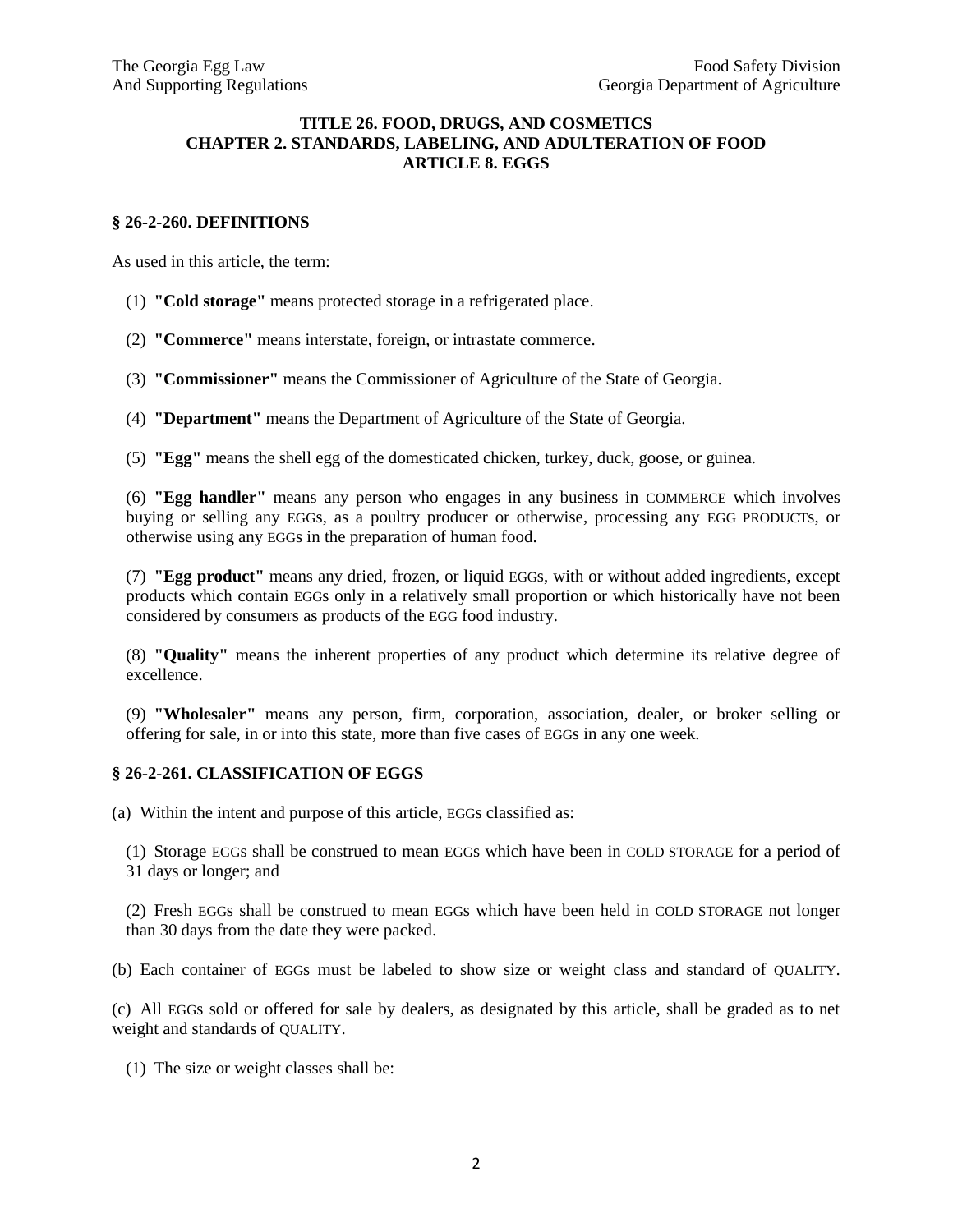# TITLE 26. FOOD, DRUGS, AND COSMETICS
## CHAPTER 2. STANDARDS, LABELING, AND ADULTERATION OF FOOD
## ARTICLE 8. EGGS

### § 26-2-260. DEFINITIONS

As used in this article, the term:

(1) **"Cold storage"** means protected storage in a refrigerated place.

(2) **"Commerce"** means interstate, foreign, or intrastate commerce.

(3) **"Commissioner"** means the Commissioner of Agriculture of the State of Georgia.

(4) **"Department"** means the Department of Agriculture of the State of Georgia.

(5) **"Egg"** means the shell egg of the domesticated chicken, turkey, duck, goose, or guinea.

(6) **"Egg handler"** means any person who engages in any business in COMMERCE which involves buying or selling any EGGs, as a poultry producer or otherwise, processing any EGG PRODUCTs, or otherwise using any EGGs in the preparation of human food.

(7) **"Egg product"** means any dried, frozen, or liquid EGGs, with or without added ingredients, except products which contain EGGs only in a relatively small proportion or which historically have not been considered by consumers as products of the EGG food industry.

(8) **"Quality"** means the inherent properties of any product which determine its relative degree of excellence.

(9) **"Wholesaler"** means any person, firm, corporation, association, dealer, or broker selling or offering for sale, in or into this state, more than five cases of EGGs in any one week.

### § 26-2-261. CLASSIFICATION OF EGGS

(a) Within the intent and purpose of this article, EGGs classified as:

(1) Storage EGGs shall be construed to mean EGGs which have been in COLD STORAGE for a period of 31 days or longer; and

(2) Fresh EGGs shall be construed to mean EGGs which have been held in COLD STORAGE not longer than 30 days from the date they were packed.

(b) Each container of EGGs must be labeled to show size or weight class and standard of QUALITY.

(c) All EGGs sold or offered for sale by dealers, as designated by this article, shall be graded as to net weight and standards of QUALITY.

(1) The size or weight classes shall be: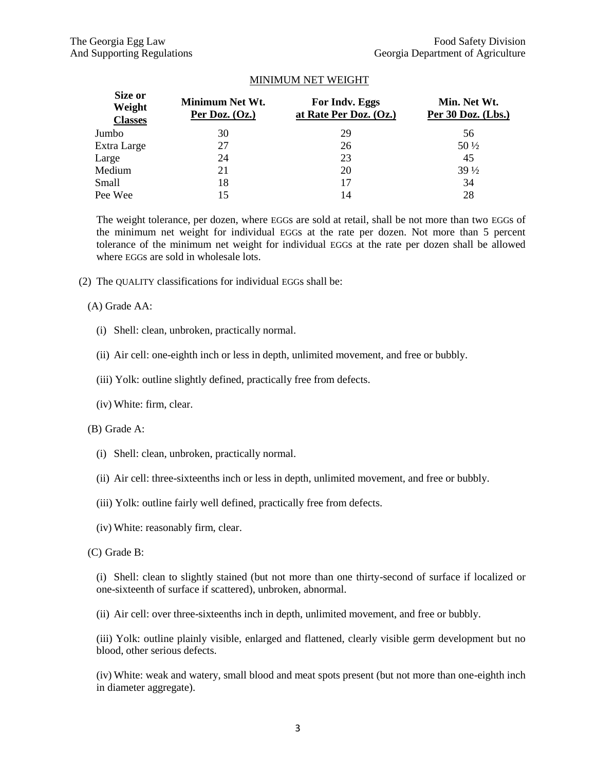MINIMUM NET WEIGHT

| Size or Weight Classes | Minimum Net Wt. Per Doz. (Oz.) | For Indv. Eggs at Rate Per Doz. (Oz.) | Min. Net Wt. Per 30 Doz. (Lbs.) |
|---|---|---|---|
| Jumbo | 30 | 29 | 56 |
| Extra Large | 27 | 26 | 50 ½ |
| Large | 24 | 23 | 45 |
| Medium | 21 | 20 | 39 ½ |
| Small | 18 | 17 | 34 |
| Pee Wee | 15 | 14 | 28 |

The weight tolerance, per dozen, where EGGs are sold at retail, shall be not more than two EGGs of the minimum net weight for individual EGGs at the rate per dozen. Not more than 5 percent tolerance of the minimum net weight for individual EGGs at the rate per dozen shall be allowed where EGGs are sold in wholesale lots.

(2) The QUALITY classifications for individual EGGs shall be:

(A) Grade AA:

(i) Shell: clean, unbroken, practically normal.

(ii) Air cell: one-eighth inch or less in depth, unlimited movement, and free or bubbly.

(iii) Yolk: outline slightly defined, practically free from defects.

(iv) White: firm, clear.

(B) Grade A:

(i) Shell: clean, unbroken, practically normal.

(ii) Air cell: three-sixteenths inch or less in depth, unlimited movement, and free or bubbly.

(iii) Yolk: outline fairly well defined, practically free from defects.

(iv) White: reasonably firm, clear.

(C) Grade B:

(i) Shell: clean to slightly stained (but not more than one thirty-second of surface if localized or one-sixteenth of surface if scattered), unbroken, abnormal.

(ii) Air cell: over three-sixteenths inch in depth, unlimited movement, and free or bubbly.

(iii) Yolk: outline plainly visible, enlarged and flattened, clearly visible germ development but no blood, other serious defects.

(iv) White: weak and watery, small blood and meat spots present (but not more than one-eighth inch in diameter aggregate).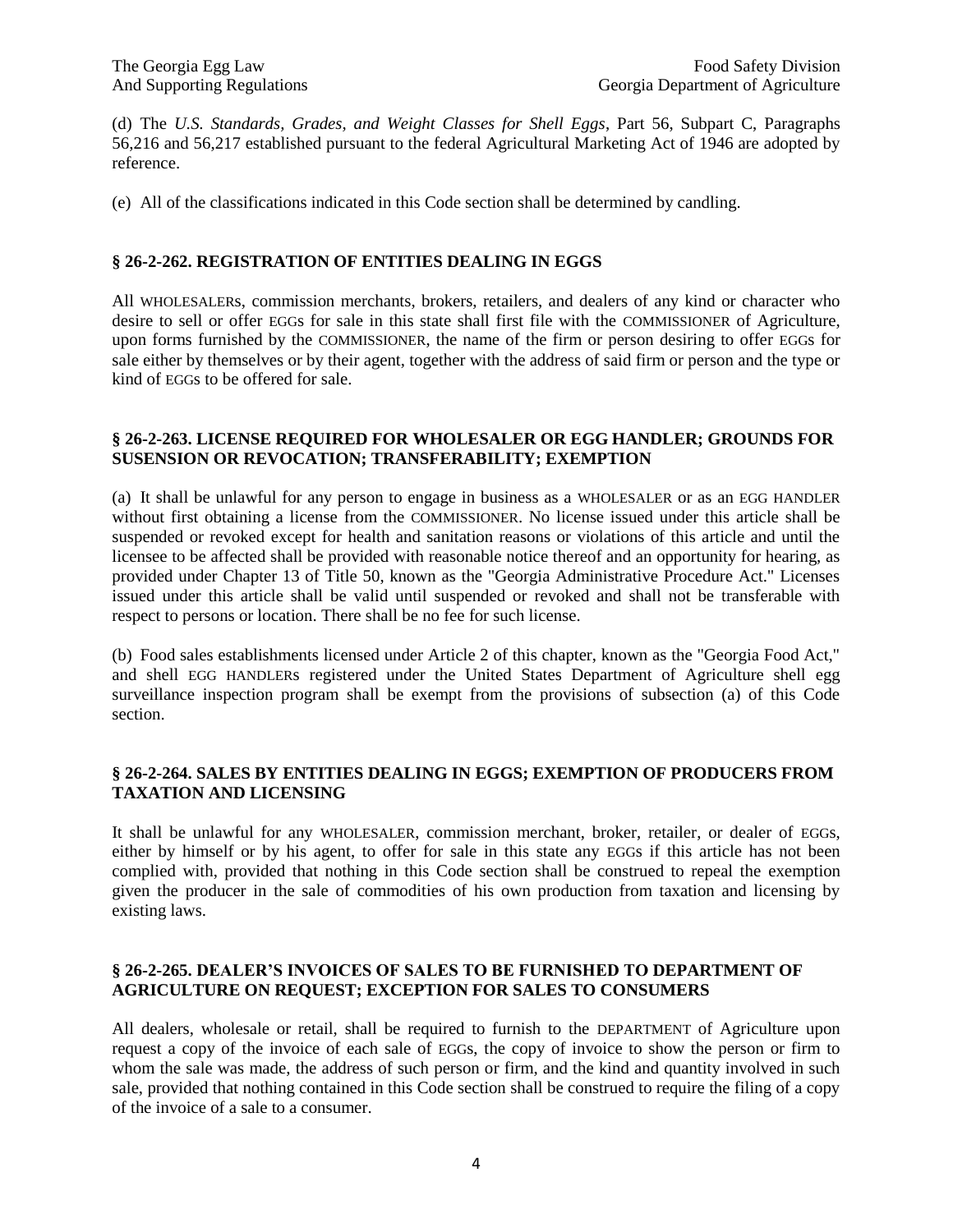(d) The *U.S. Standards, Grades, and Weight Classes for Shell Eggs*, Part 56, Subpart C, Paragraphs 56,216 and 56,217 established pursuant to the federal Agricultural Marketing Act of 1946 are adopted by reference.

(e) All of the classifications indicated in this Code section shall be determined by candling.

### § 26-2-262. REGISTRATION OF ENTITIES DEALING IN EGGS

All WHOLESALERs, commission merchants, brokers, retailers, and dealers of any kind or character who desire to sell or offer EGGs for sale in this state shall first file with the COMMISSIONER of Agriculture, upon forms furnished by the COMMISSIONER, the name of the firm or person desiring to offer EGGs for sale either by themselves or by their agent, together with the address of said firm or person and the type or kind of EGGs to be offered for sale.

### § 26-2-263. LICENSE REQUIRED FOR WHOLESALER OR EGG HANDLER; GROUNDS FOR SUSENSION OR REVOCATION; TRANSFERABILITY; EXEMPTION

(a) It shall be unlawful for any person to engage in business as a WHOLESALER or as an EGG HANDLER without first obtaining a license from the COMMISSIONER. No license issued under this article shall be suspended or revoked except for health and sanitation reasons or violations of this article and until the licensee to be affected shall be provided with reasonable notice thereof and an opportunity for hearing, as provided under Chapter 13 of Title 50, known as the "Georgia Administrative Procedure Act." Licenses issued under this article shall be valid until suspended or revoked and shall not be transferable with respect to persons or location. There shall be no fee for such license.

(b) Food sales establishments licensed under Article 2 of this chapter, known as the "Georgia Food Act," and shell EGG HANDLERs registered under the United States Department of Agriculture shell egg surveillance inspection program shall be exempt from the provisions of subsection (a) of this Code section.

### § 26-2-264. SALES BY ENTITIES DEALING IN EGGS; EXEMPTION OF PRODUCERS FROM TAXATION AND LICENSING

It shall be unlawful for any WHOLESALER, commission merchant, broker, retailer, or dealer of EGGs, either by himself or by his agent, to offer for sale in this state any EGGs if this article has not been complied with, provided that nothing in this Code section shall be construed to repeal the exemption given the producer in the sale of commodities of his own production from taxation and licensing by existing laws.

### § 26-2-265. DEALER'S INVOICES OF SALES TO BE FURNISHED TO DEPARTMENT OF AGRICULTURE ON REQUEST; EXCEPTION FOR SALES TO CONSUMERS

All dealers, wholesale or retail, shall be required to furnish to the DEPARTMENT of Agriculture upon request a copy of the invoice of each sale of EGGs, the copy of invoice to show the person or firm to whom the sale was made, the address of such person or firm, and the kind and quantity involved in such sale, provided that nothing contained in this Code section shall be construed to require the filing of a copy of the invoice of a sale to a consumer.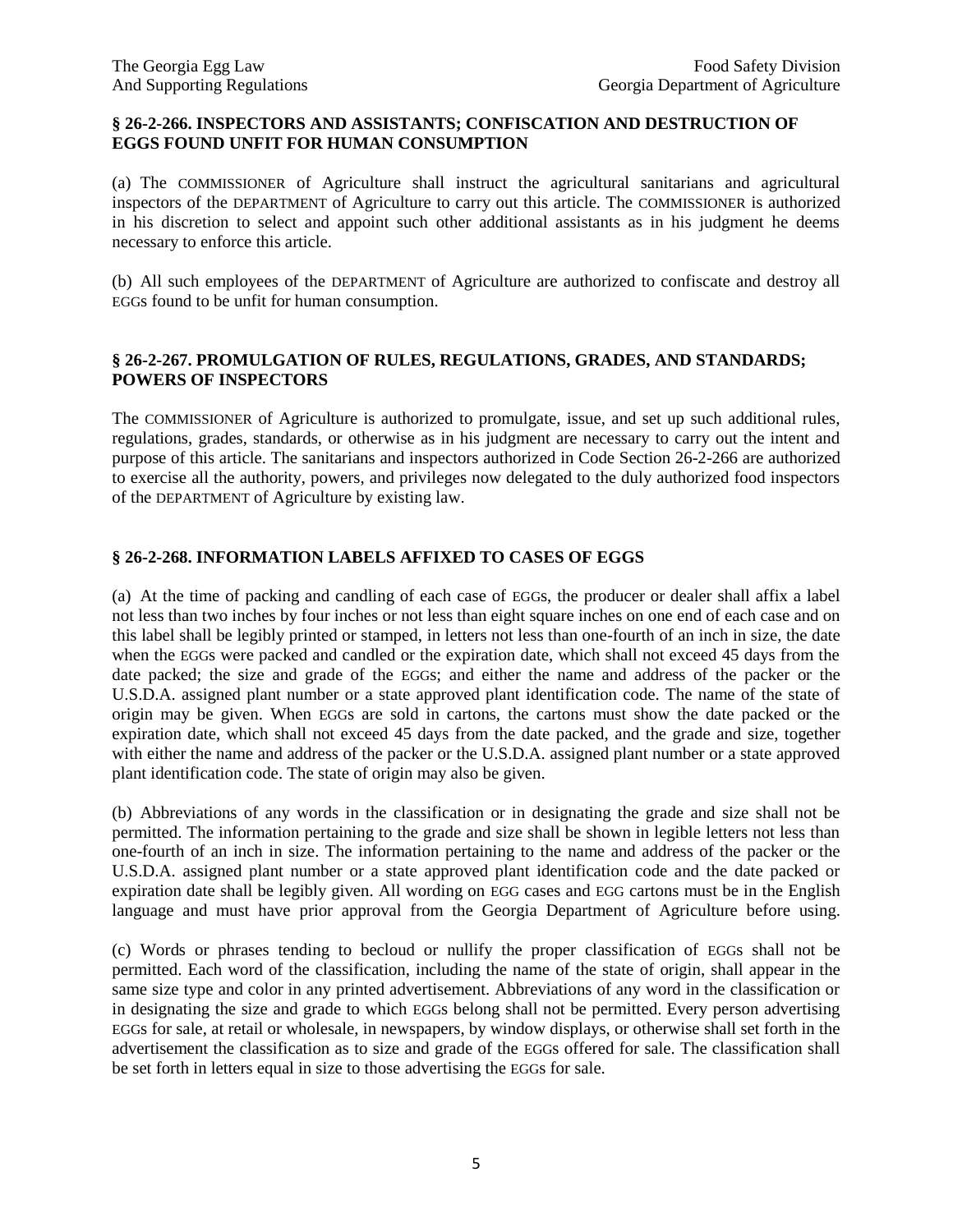## § 26-2-266. INSPECTORS AND ASSISTANTS; CONFISCATION AND DESTRUCTION OF EGGS FOUND UNFIT FOR HUMAN CONSUMPTION

(a) The COMMISSIONER of Agriculture shall instruct the agricultural sanitarians and agricultural inspectors of the DEPARTMENT of Agriculture to carry out this article. The COMMISSIONER is authorized in his discretion to select and appoint such other additional assistants as in his judgment he deems necessary to enforce this article.

(b) All such employees of the DEPARTMENT of Agriculture are authorized to confiscate and destroy all EGGs found to be unfit for human consumption.

## § 26-2-267. PROMULGATION OF RULES, REGULATIONS, GRADES, AND STANDARDS; POWERS OF INSPECTORS

The COMMISSIONER of Agriculture is authorized to promulgate, issue, and set up such additional rules, regulations, grades, standards, or otherwise as in his judgment are necessary to carry out the intent and purpose of this article. The sanitarians and inspectors authorized in Code Section 26-2-266 are authorized to exercise all the authority, powers, and privileges now delegated to the duly authorized food inspectors of the DEPARTMENT of Agriculture by existing law.

## § 26-2-268. INFORMATION LABELS AFFIXED TO CASES OF EGGS

(a) At the time of packing and candling of each case of EGGs, the producer or dealer shall affix a label not less than two inches by four inches or not less than eight square inches on one end of each case and on this label shall be legibly printed or stamped, in letters not less than one-fourth of an inch in size, the date when the EGGs were packed and candled or the expiration date, which shall not exceed 45 days from the date packed; the size and grade of the EGGs; and either the name and address of the packer or the U.S.D.A. assigned plant number or a state approved plant identification code. The name of the state of origin may be given. When EGGs are sold in cartons, the cartons must show the date packed or the expiration date, which shall not exceed 45 days from the date packed, and the grade and size, together with either the name and address of the packer or the U.S.D.A. assigned plant number or a state approved plant identification code. The state of origin may also be given.

(b) Abbreviations of any words in the classification or in designating the grade and size shall not be permitted. The information pertaining to the grade and size shall be shown in legible letters not less than one-fourth of an inch in size. The information pertaining to the name and address of the packer or the U.S.D.A. assigned plant number or a state approved plant identification code and the date packed or expiration date shall be legibly given. All wording on EGG cases and EGG cartons must be in the English language and must have prior approval from the Georgia Department of Agriculture before using.

(c) Words or phrases tending to becloud or nullify the proper classification of EGGs shall not be permitted. Each word of the classification, including the name of the state of origin, shall appear in the same size type and color in any printed advertisement. Abbreviations of any word in the classification or in designating the size and grade to which EGGs belong shall not be permitted. Every person advertising EGGs for sale, at retail or wholesale, in newspapers, by window displays, or otherwise shall set forth in the advertisement the classification as to size and grade of the EGGs offered for sale. The classification shall be set forth in letters equal in size to those advertising the EGGs for sale.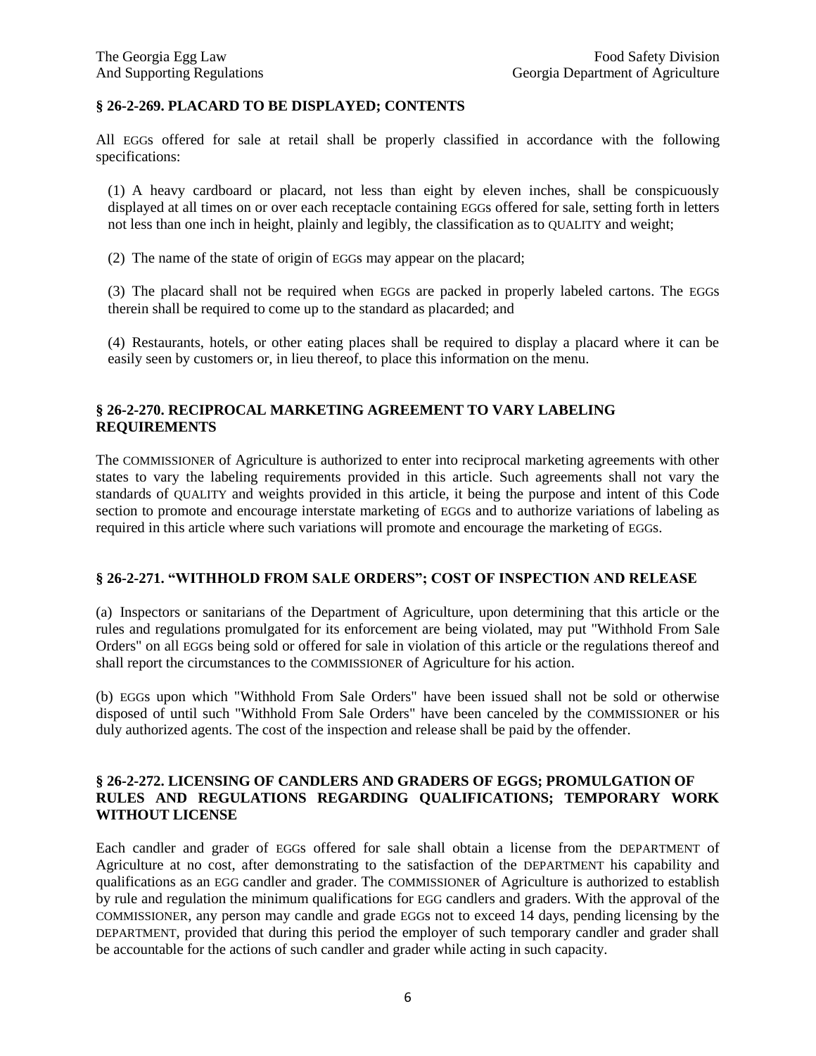## § 26-2-269. PLACARD TO BE DISPLAYED; CONTENTS

All EGGs offered for sale at retail shall be properly classified in accordance with the following specifications:

(1) A heavy cardboard or placard, not less than eight by eleven inches, shall be conspicuously displayed at all times on or over each receptacle containing EGGs offered for sale, setting forth in letters not less than one inch in height, plainly and legibly, the classification as to QUALITY and weight;

(2) The name of the state of origin of EGGs may appear on the placard;

(3) The placard shall not be required when EGGs are packed in properly labeled cartons. The EGGs therein shall be required to come up to the standard as placarded; and

(4) Restaurants, hotels, or other eating places shall be required to display a placard where it can be easily seen by customers or, in lieu thereof, to place this information on the menu.

## § 26-2-270. RECIPROCAL MARKETING AGREEMENT TO VARY LABELING REQUIREMENTS

The COMMISSIONER of Agriculture is authorized to enter into reciprocal marketing agreements with other states to vary the labeling requirements provided in this article. Such agreements shall not vary the standards of QUALITY and weights provided in this article, it being the purpose and intent of this Code section to promote and encourage interstate marketing of EGGs and to authorize variations of labeling as required in this article where such variations will promote and encourage the marketing of EGGs.

## § 26-2-271. "WITHHOLD FROM SALE ORDERS"; COST OF INSPECTION AND RELEASE

(a) Inspectors or sanitarians of the Department of Agriculture, upon determining that this article or the rules and regulations promulgated for its enforcement are being violated, may put "Withhold From Sale Orders" on all EGGs being sold or offered for sale in violation of this article or the regulations thereof and shall report the circumstances to the COMMISSIONER of Agriculture for his action.

(b) EGGs upon which "Withhold From Sale Orders" have been issued shall not be sold or otherwise disposed of until such "Withhold From Sale Orders" have been canceled by the COMMISSIONER or his duly authorized agents. The cost of the inspection and release shall be paid by the offender.

## § 26-2-272. LICENSING OF CANDLERS AND GRADERS OF EGGS; PROMULGATION OF RULES AND REGULATIONS REGARDING QUALIFICATIONS; TEMPORARY WORK WITHOUT LICENSE

Each candler and grader of EGGs offered for sale shall obtain a license from the DEPARTMENT of Agriculture at no cost, after demonstrating to the satisfaction of the DEPARTMENT his capability and qualifications as an EGG candler and grader. The COMMISSIONER of Agriculture is authorized to establish by rule and regulation the minimum qualifications for EGG candlers and graders. With the approval of the COMMISSIONER, any person may candle and grade EGGs not to exceed 14 days, pending licensing by the DEPARTMENT, provided that during this period the employer of such temporary candler and grader shall be accountable for the actions of such candler and grader while acting in such capacity.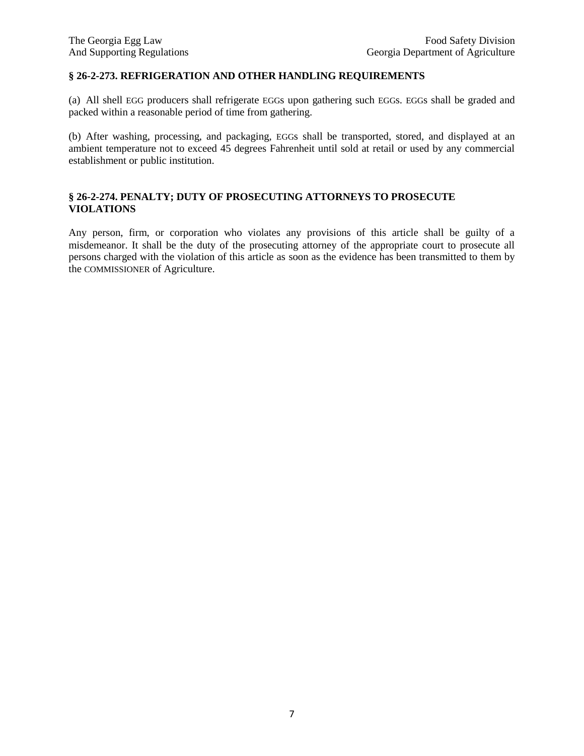## § 26-2-273. REFRIGERATION AND OTHER HANDLING REQUIREMENTS

(a) All shell EGG producers shall refrigerate EGGs upon gathering such EGGs. EGGs shall be graded and packed within a reasonable period of time from gathering.

(b) After washing, processing, and packaging, EGGs shall be transported, stored, and displayed at an ambient temperature not to exceed 45 degrees Fahrenheit until sold at retail or used by any commercial establishment or public institution.

## § 26-2-274. PENALTY; DUTY OF PROSECUTING ATTORNEYS TO PROSECUTE VIOLATIONS

Any person, firm, or corporation who violates any provisions of this article shall be guilty of a misdemeanor. It shall be the duty of the prosecuting attorney of the appropriate court to prosecute all persons charged with the violation of this article as soon as the evidence has been transmitted to them by the COMMISSIONER of Agriculture.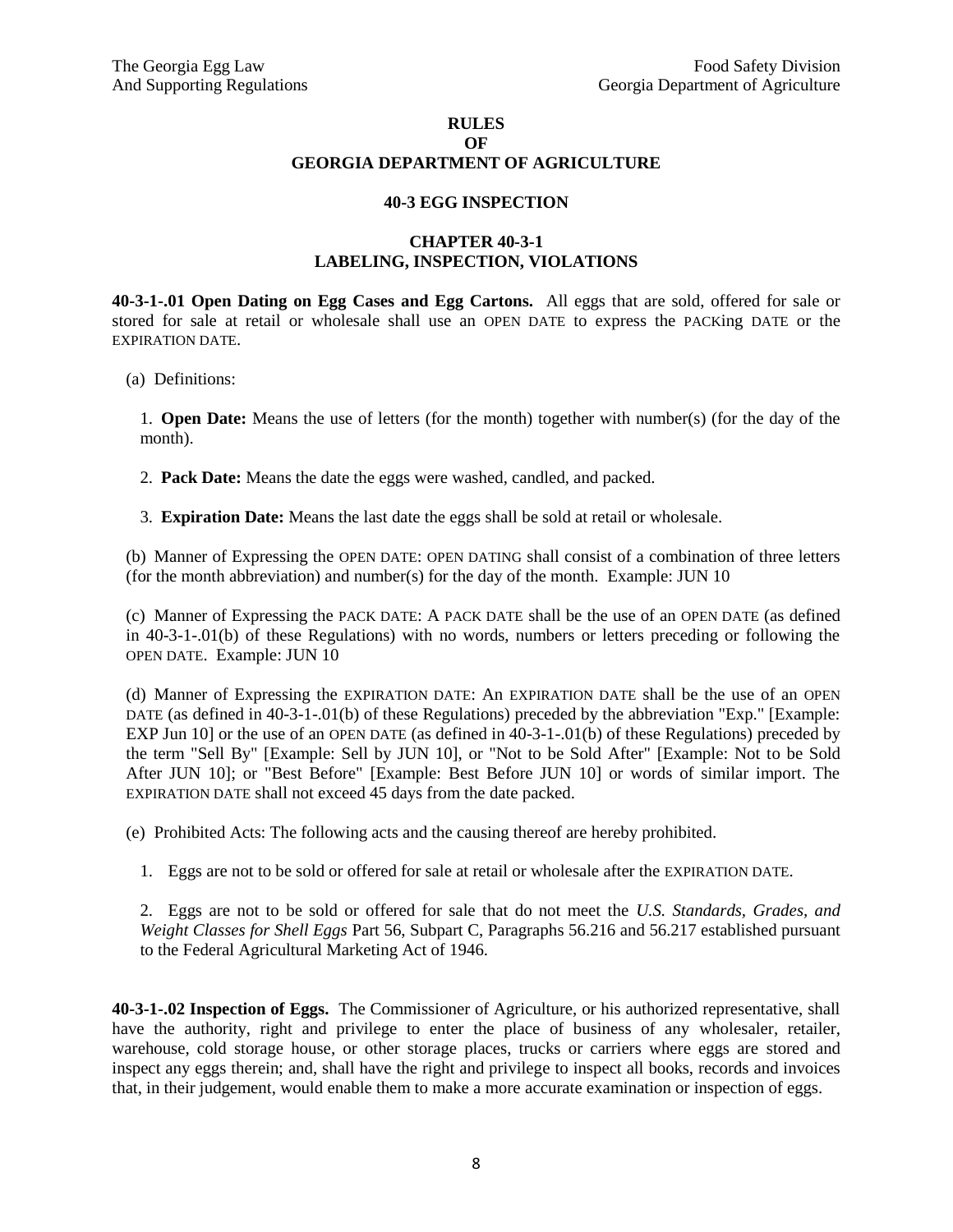# RULES
# OF
# GEORGIA DEPARTMENT OF AGRICULTURE

## 40-3 EGG INSPECTION

## CHAPTER 40-3-1
## LABELING, INSPECTION, VIOLATIONS

**40-3-1-.01 Open Dating on Egg Cases and Egg Cartons.** All eggs that are sold, offered for sale or stored for sale at retail or wholesale shall use an OPEN DATE to express the PACKing DATE or the EXPIRATION DATE.

(a) Definitions:

1. **Open Date:** Means the use of letters (for the month) together with number(s) (for the day of the month).

2. **Pack Date:** Means the date the eggs were washed, candled, and packed.

3. **Expiration Date:** Means the last date the eggs shall be sold at retail or wholesale.

(b) Manner of Expressing the OPEN DATE: OPEN DATING shall consist of a combination of three letters (for the month abbreviation) and number(s) for the day of the month. Example: JUN 10

(c) Manner of Expressing the PACK DATE: A PACK DATE shall be the use of an OPEN DATE (as defined in 40-3-1-.01(b) of these Regulations) with no words, numbers or letters preceding or following the OPEN DATE. Example: JUN 10

(d) Manner of Expressing the EXPIRATION DATE: An EXPIRATION DATE shall be the use of an OPEN DATE (as defined in 40-3-1-.01(b) of these Regulations) preceded by the abbreviation "Exp." [Example: EXP Jun 10] or the use of an OPEN DATE (as defined in 40-3-1-.01(b) of these Regulations) preceded by the term "Sell By" [Example: Sell by JUN 10], or "Not to be Sold After" [Example: Not to be Sold After JUN 10]; or "Best Before" [Example: Best Before JUN 10] or words of similar import. The EXPIRATION DATE shall not exceed 45 days from the date packed.

(e) Prohibited Acts: The following acts and the causing thereof are hereby prohibited.

1. Eggs are not to be sold or offered for sale at retail or wholesale after the EXPIRATION DATE.

2. Eggs are not to be sold or offered for sale that do not meet the *U.S. Standards, Grades, and Weight Classes for Shell Eggs* Part 56, Subpart C, Paragraphs 56.216 and 56.217 established pursuant to the Federal Agricultural Marketing Act of 1946.

**40-3-1-.02 Inspection of Eggs.** The Commissioner of Agriculture, or his authorized representative, shall have the authority, right and privilege to enter the place of business of any wholesaler, retailer, warehouse, cold storage house, or other storage places, trucks or carriers where eggs are stored and inspect any eggs therein; and, shall have the right and privilege to inspect all books, records and invoices that, in their judgement, would enable them to make a more accurate examination or inspection of eggs.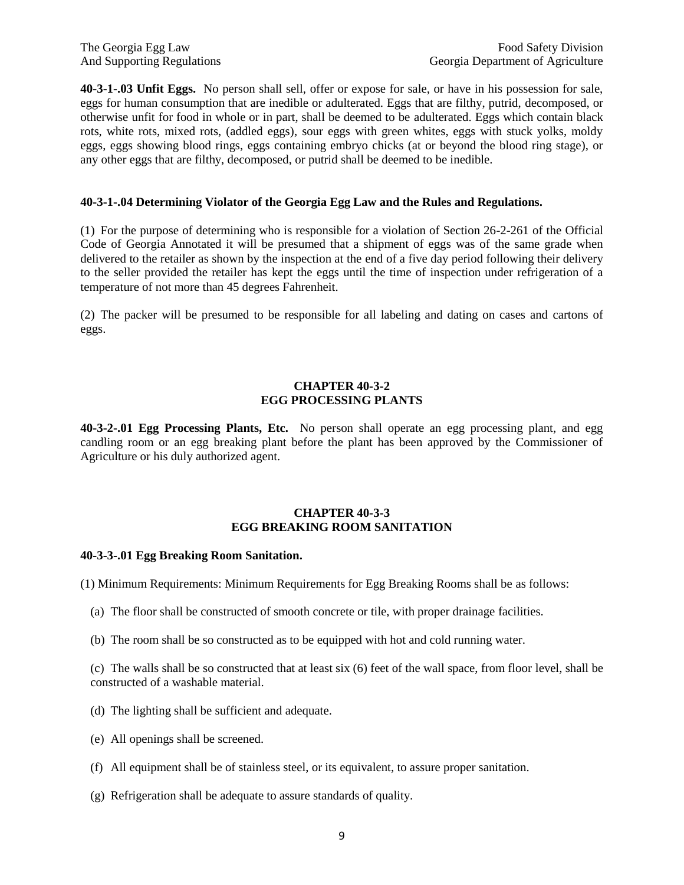**40-3-1-.03 Unfit Eggs.** No person shall sell, offer or expose for sale, or have in his possession for sale, eggs for human consumption that are inedible or adulterated. Eggs that are filthy, putrid, decomposed, or otherwise unfit for food in whole or in part, shall be deemed to be adulterated. Eggs which contain black rots, white rots, mixed rots, (addled eggs), sour eggs with green whites, eggs with stuck yolks, moldy eggs, eggs showing blood rings, eggs containing embryo chicks (at or beyond the blood ring stage), or any other eggs that are filthy, decomposed, or putrid shall be deemed to be inedible.

**40-3-1-.04 Determining Violator of the Georgia Egg Law and the Rules and Regulations.**

(1) For the purpose of determining who is responsible for a violation of Section 26-2-261 of the Official Code of Georgia Annotated it will be presumed that a shipment of eggs was of the same grade when delivered to the retailer as shown by the inspection at the end of a five day period following their delivery to the seller provided the retailer has kept the eggs until the time of inspection under refrigeration of a temperature of not more than 45 degrees Fahrenheit.

(2) The packer will be presumed to be responsible for all labeling and dating on cases and cartons of eggs.

## CHAPTER 40-3-2
## EGG PROCESSING PLANTS

**40-3-2-.01 Egg Processing Plants, Etc.** No person shall operate an egg processing plant, and egg candling room or an egg breaking plant before the plant has been approved by the Commissioner of Agriculture or his duly authorized agent.

## CHAPTER 40-3-3
## EGG BREAKING ROOM SANITATION

**40-3-3-.01 Egg Breaking Room Sanitation.**

(1) Minimum Requirements: Minimum Requirements for Egg Breaking Rooms shall be as follows:

(a) The floor shall be constructed of smooth concrete or tile, with proper drainage facilities.

(b) The room shall be so constructed as to be equipped with hot and cold running water.

(c) The walls shall be so constructed that at least six (6) feet of the wall space, from floor level, shall be constructed of a washable material.

(d) The lighting shall be sufficient and adequate.

(e) All openings shall be screened.

(f) All equipment shall be of stainless steel, or its equivalent, to assure proper sanitation.

(g) Refrigeration shall be adequate to assure standards of quality.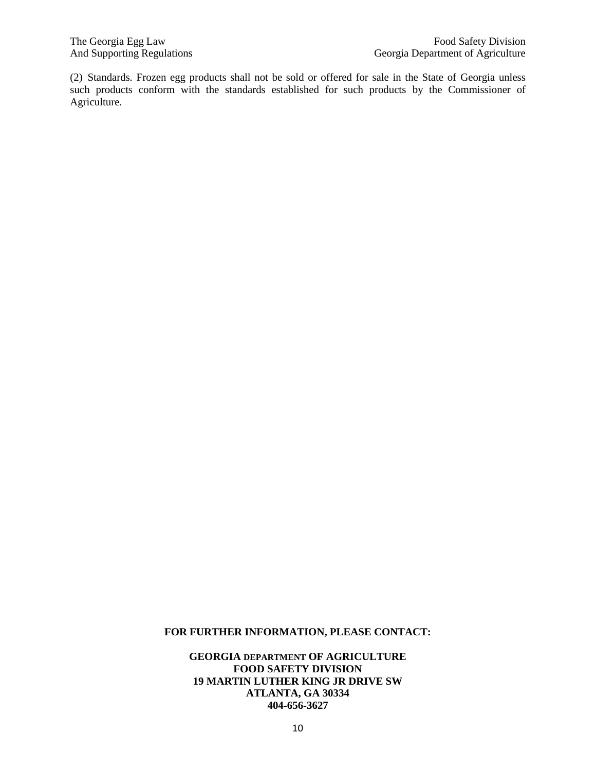(2) Standards. Frozen egg products shall not be sold or offered for sale in the State of Georgia unless such products conform with the standards established for such products by the Commissioner of Agriculture.

**FOR FURTHER INFORMATION, PLEASE CONTACT:**

**GEORGIA DEPARTMENT OF AGRICULTURE**
**FOOD SAFETY DIVISION**
**19 MARTIN LUTHER KING JR DRIVE SW**
**ATLANTA, GA 30334**
**404-656-3627**